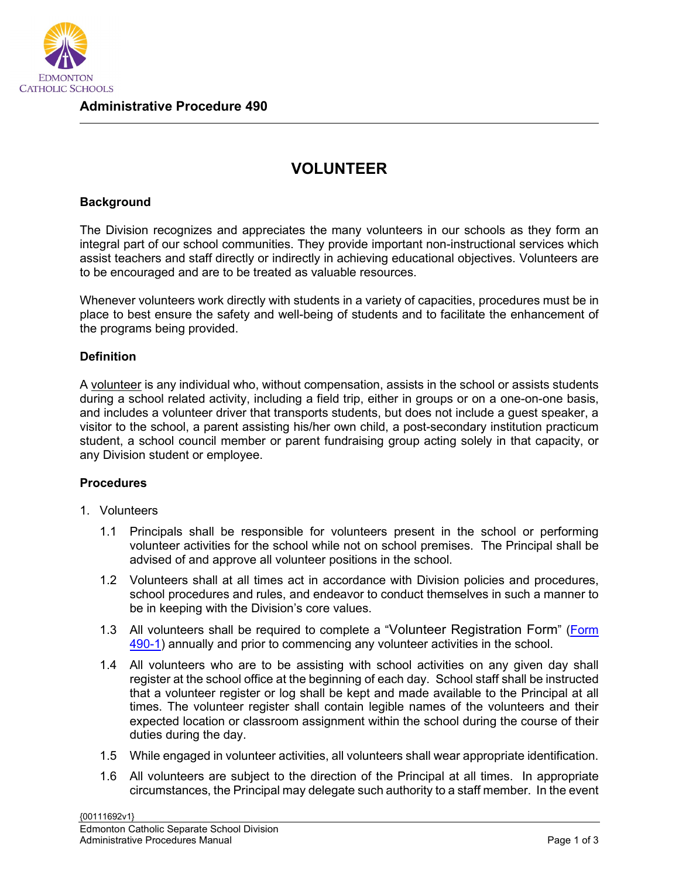**Administrative Procedure 490**

# VOLUNTEER

## Background

The Division recognizes and appreciates the many volunteers in our schools as they form an integral part of our school communities. They provide important non-instructional services which assist teachers and staff directly or indirectly in achieving educational objectives. Volunteers are to be encouraged and are to be treated as valuable resources.

Whenever volunteers work directly with students in a variety of capacities, procedures must be in place to best ensure the safety and well-being of students and to facilitate the enhancement of the programs being provided.

## Definition

A volunteer is any individual who, without compensation, assists in the school or assists students during a school related activity, including a field trip, either in groups or on a one-on-one basis, and includes a volunteer driver that transports students, but does not include a guest speaker, a visitor to the school, a parent assisting his/her own child, a post-secondary institution practicum student, a school council member or parent fundraising group acting solely in that capacity, or any Division student or employee.

## Procedures

1. Volunteers

   1.1 Principals shall be responsible for volunteers present in the school or performing volunteer activities for the school while not on school premises. The Principal shall be advised of and approve all volunteer positions in the school.

   1.2 Volunteers shall at all times act in accordance with Division policies and procedures, school procedures and rules, and endeavor to conduct themselves in such a manner to be in keeping with the Division's core values.

   1.3 All volunteers shall be required to complete a "Volunteer Registration Form" (Form 490-1) annually and prior to commencing any volunteer activities in the school.

   1.4 All volunteers who are to be assisting with school activities on any given day shall register at the school office at the beginning of each day. School staff shall be instructed that a volunteer register or log shall be kept and made available to the Principal at all times. The volunteer register shall contain legible names of the volunteers and their expected location or classroom assignment within the school during the course of their duties during the day.

   1.5 While engaged in volunteer activities, all volunteers shall wear appropriate identification.

   1.6 All volunteers are subject to the direction of the Principal at all times. In appropriate circumstances, the Principal may delegate such authority to a staff member. In the event

{00111692v1}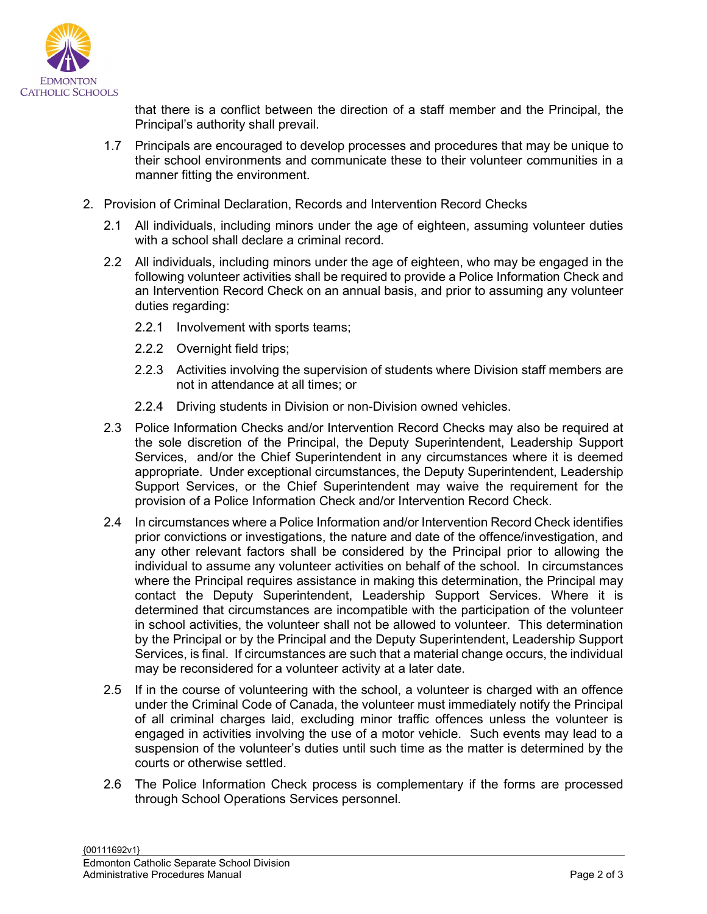that there is a conflict between the direction of a staff member and the Principal, the Principal's authority shall prevail.

1.7 Principals are encouraged to develop processes and procedures that may be unique to their school environments and communicate these to their volunteer communities in a manner fitting the environment.

2. Provision of Criminal Declaration, Records and Intervention Record Checks

   2.1 All individuals, including minors under the age of eighteen, assuming volunteer duties with a school shall declare a criminal record.

   2.2 All individuals, including minors under the age of eighteen, who may be engaged in the following volunteer activities shall be required to provide a Police Information Check and an Intervention Record Check on an annual basis, and prior to assuming any volunteer duties regarding:

      2.2.1 Involvement with sports teams;

      2.2.2 Overnight field trips;

      2.2.3 Activities involving the supervision of students where Division staff members are not in attendance at all times; or

      2.2.4 Driving students in Division or non-Division owned vehicles.

   2.3 Police Information Checks and/or Intervention Record Checks may also be required at the sole discretion of the Principal, the Deputy Superintendent, Leadership Support Services, and/or the Chief Superintendent in any circumstances where it is deemed appropriate. Under exceptional circumstances, the Deputy Superintendent, Leadership Support Services, or the Chief Superintendent may waive the requirement for the provision of a Police Information Check and/or Intervention Record Check.

   2.4 In circumstances where a Police Information and/or Intervention Record Check identifies prior convictions or investigations, the nature and date of the offence/investigation, and any other relevant factors shall be considered by the Principal prior to allowing the individual to assume any volunteer activities on behalf of the school. In circumstances where the Principal requires assistance in making this determination, the Principal may contact the Deputy Superintendent, Leadership Support Services. Where it is determined that circumstances are incompatible with the participation of the volunteer in school activities, the volunteer shall not be allowed to volunteer. This determination by the Principal or by the Principal and the Deputy Superintendent, Leadership Support Services, is final. If circumstances are such that a material change occurs, the individual may be reconsidered for a volunteer activity at a later date.

   2.5 If in the course of volunteering with the school, a volunteer is charged with an offence under the Criminal Code of Canada, the volunteer must immediately notify the Principal of all criminal charges laid, excluding minor traffic offences unless the volunteer is engaged in activities involving the use of a motor vehicle. Such events may lead to a suspension of the volunteer's duties until such time as the matter is determined by the courts or otherwise settled.

   2.6 The Police Information Check process is complementary if the forms are processed through School Operations Services personnel.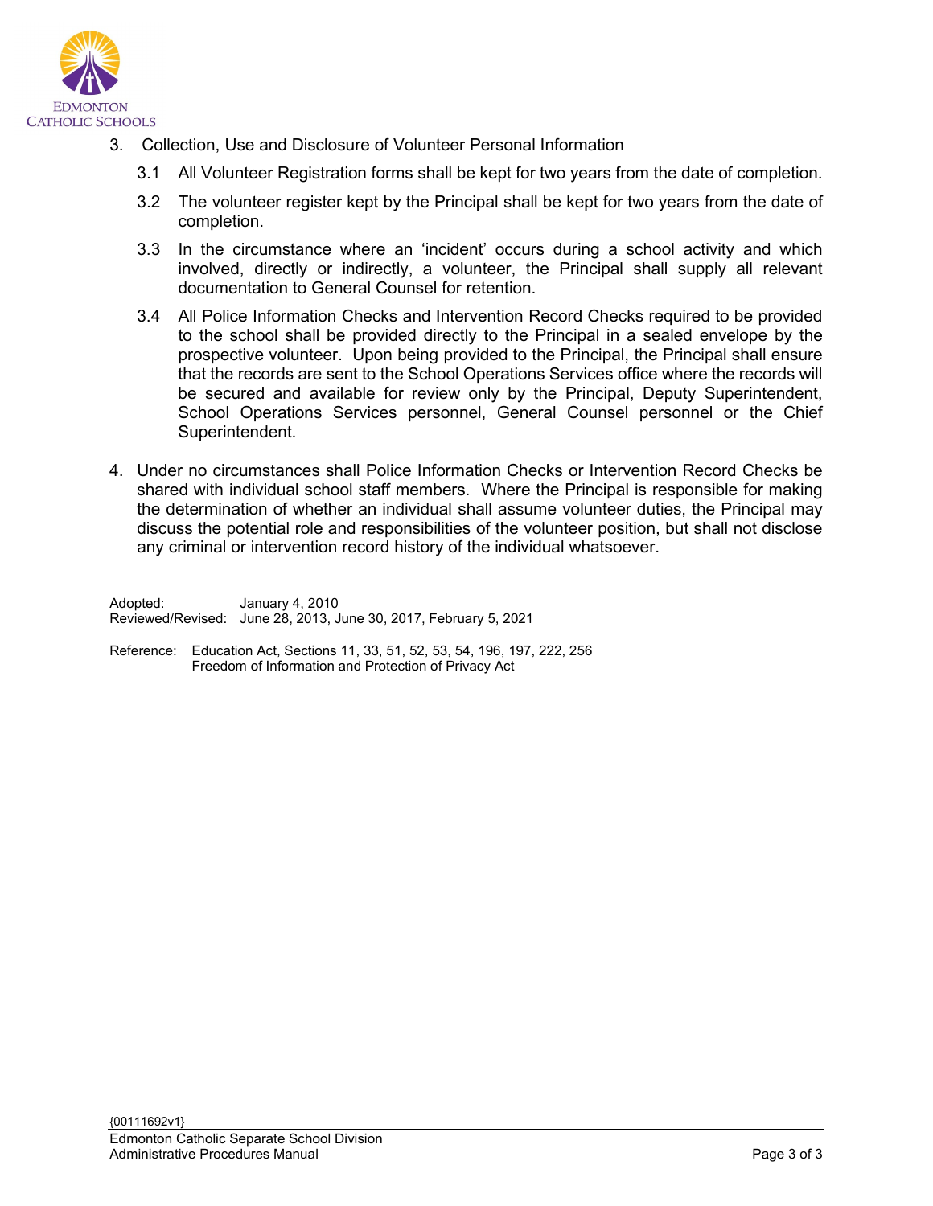3. Collection, Use and Disclosure of Volunteer Personal Information

   3.1 All Volunteer Registration forms shall be kept for two years from the date of completion.

   3.2 The volunteer register kept by the Principal shall be kept for two years from the date of completion.

   3.3 In the circumstance where an 'incident' occurs during a school activity and which involved, directly or indirectly, a volunteer, the Principal shall supply all relevant documentation to General Counsel for retention.

   3.4 All Police Information Checks and Intervention Record Checks required to be provided to the school shall be provided directly to the Principal in a sealed envelope by the prospective volunteer. Upon being provided to the Principal, the Principal shall ensure that the records are sent to the School Operations Services office where the records will be secured and available for review only by the Principal, Deputy Superintendent, School Operations Services personnel, General Counsel personnel or the Chief Superintendent.

4. Under no circumstances shall Police Information Checks or Intervention Record Checks be shared with individual school staff members. Where the Principal is responsible for making the determination of whether an individual shall assume volunteer duties, the Principal may discuss the potential role and responsibilities of the volunteer position, but shall not disclose any criminal or intervention record history of the individual whatsoever.

Adopted: January 4, 2010
Reviewed/Revised: June 28, 2013, June 30, 2017, February 5, 2021

Reference: Education Act, Sections 11, 33, 51, 52, 53, 54, 196, 197, 222, 256
Freedom of Information and Protection of Privacy Act

{00111692v1}